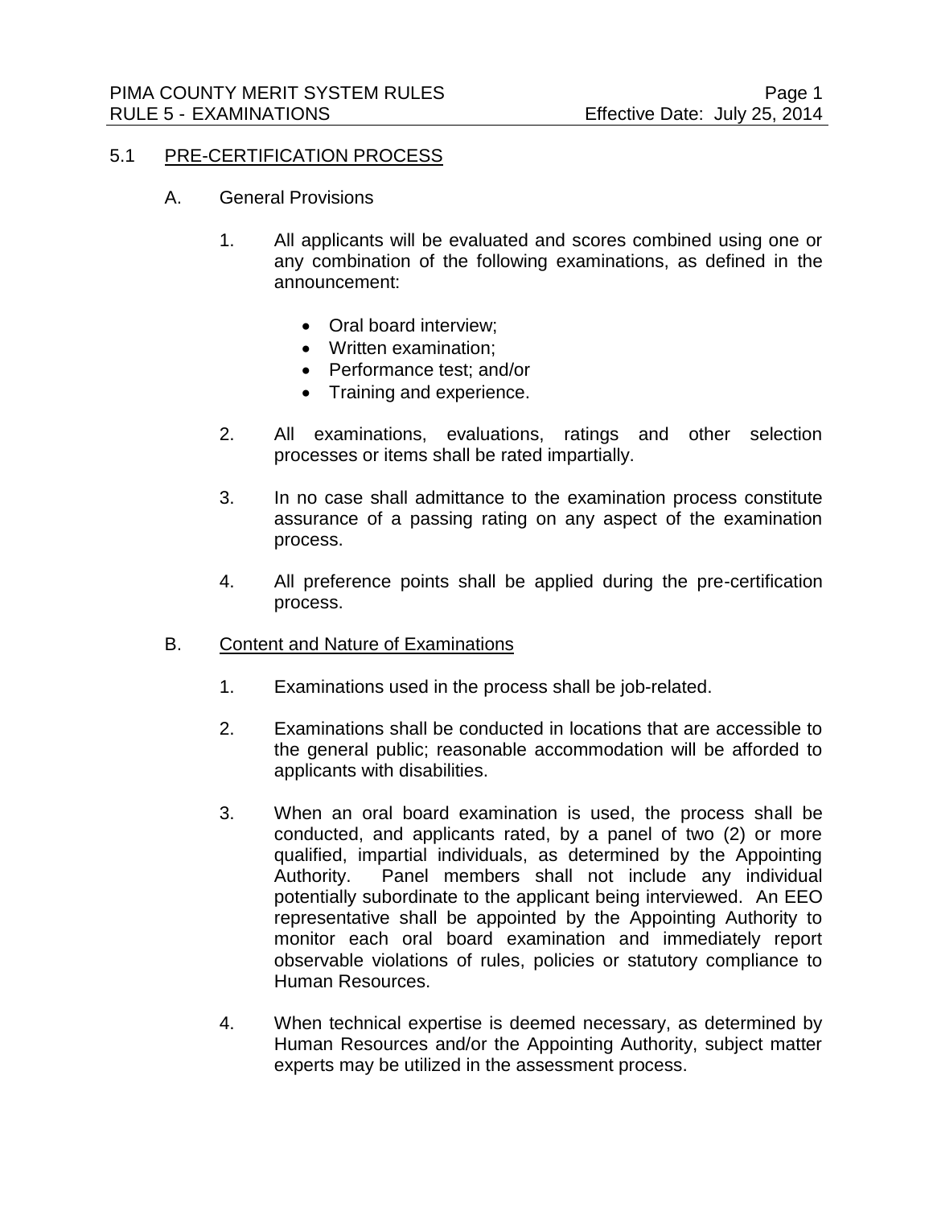## 5.1 PRE-CERTIFICATION PROCESS

A. General Provisions

1. All applicants will be evaluated and scores combined using one or any combination of the following examinations, as defined in the announcement:

   - Oral board interview;
   - Written examination;
   - Performance test; and/or
   - Training and experience.

2. All examinations, evaluations, ratings and other selection processes or items shall be rated impartially.

3. In no case shall admittance to the examination process constitute assurance of a passing rating on any aspect of the examination process.

4. All preference points shall be applied during the pre-certification process.

B. Content and Nature of Examinations

1. Examinations used in the process shall be job-related.

2. Examinations shall be conducted in locations that are accessible to the general public; reasonable accommodation will be afforded to applicants with disabilities.

3. When an oral board examination is used, the process shall be conducted, and applicants rated, by a panel of two (2) or more qualified, impartial individuals, as determined by the Appointing Authority. Panel members shall not include any individual potentially subordinate to the applicant being interviewed. An EEO representative shall be appointed by the Appointing Authority to monitor each oral board examination and immediately report observable violations of rules, policies or statutory compliance to Human Resources.

4. When technical expertise is deemed necessary, as determined by Human Resources and/or the Appointing Authority, subject matter experts may be utilized in the assessment process.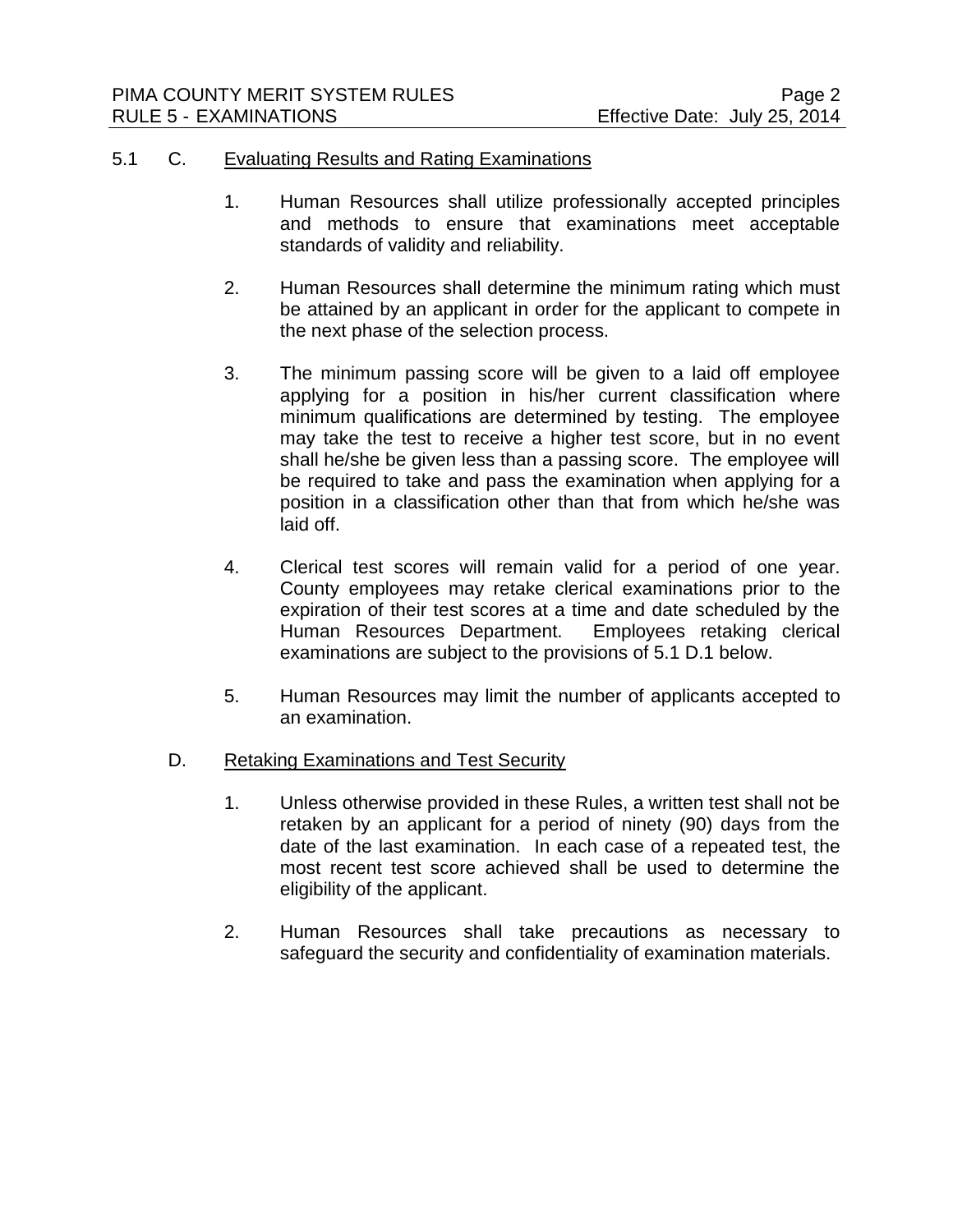5.1 C. Evaluating Results and Rating Examinations

1. Human Resources shall utilize professionally accepted principles and methods to ensure that examinations meet acceptable standards of validity and reliability.

2. Human Resources shall determine the minimum rating which must be attained by an applicant in order for the applicant to compete in the next phase of the selection process.

3. The minimum passing score will be given to a laid off employee applying for a position in his/her current classification where minimum qualifications are determined by testing. The employee may take the test to receive a higher test score, but in no event shall he/she be given less than a passing score. The employee will be required to take and pass the examination when applying for a position in a classification other than that from which he/she was laid off.

4. Clerical test scores will remain valid for a period of one year. County employees may retake clerical examinations prior to the expiration of their test scores at a time and date scheduled by the Human Resources Department. Employees retaking clerical examinations are subject to the provisions of 5.1 D.1 below.

5. Human Resources may limit the number of applicants accepted to an examination.

D. Retaking Examinations and Test Security

1. Unless otherwise provided in these Rules, a written test shall not be retaken by an applicant for a period of ninety (90) days from the date of the last examination. In each case of a repeated test, the most recent test score achieved shall be used to determine the eligibility of the applicant.

2. Human Resources shall take precautions as necessary to safeguard the security and confidentiality of examination materials.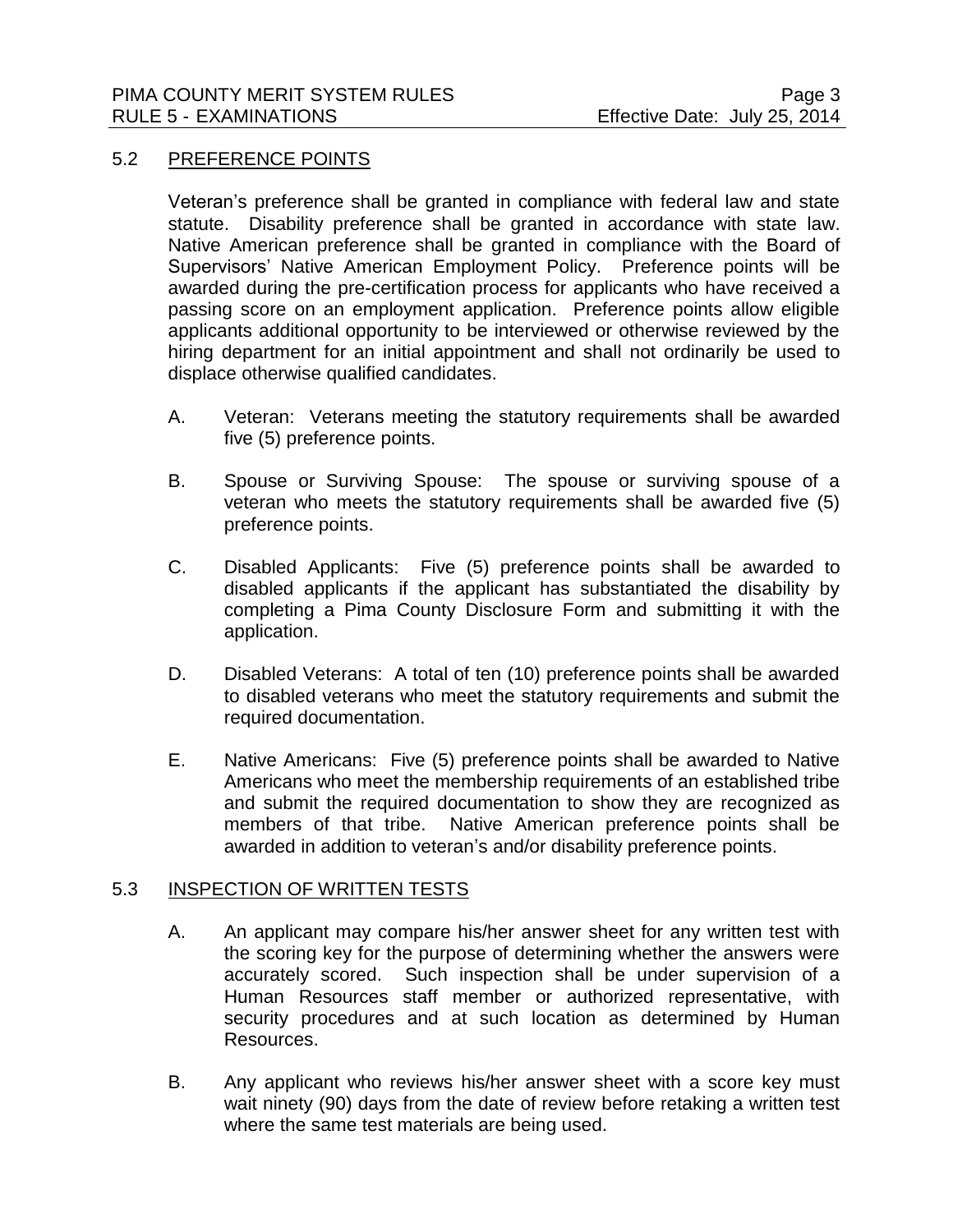## 5.2 PREFERENCE POINTS

Veteran's preference shall be granted in compliance with federal law and state statute. Disability preference shall be granted in accordance with state law. Native American preference shall be granted in compliance with the Board of Supervisors' Native American Employment Policy. Preference points will be awarded during the pre-certification process for applicants who have received a passing score on an employment application. Preference points allow eligible applicants additional opportunity to be interviewed or otherwise reviewed by the hiring department for an initial appointment and shall not ordinarily be used to displace otherwise qualified candidates.

A. Veteran: Veterans meeting the statutory requirements shall be awarded five (5) preference points.

B. Spouse or Surviving Spouse: The spouse or surviving spouse of a veteran who meets the statutory requirements shall be awarded five (5) preference points.

C. Disabled Applicants: Five (5) preference points shall be awarded to disabled applicants if the applicant has substantiated the disability by completing a Pima County Disclosure Form and submitting it with the application.

D. Disabled Veterans: A total of ten (10) preference points shall be awarded to disabled veterans who meet the statutory requirements and submit the required documentation.

E. Native Americans: Five (5) preference points shall be awarded to Native Americans who meet the membership requirements of an established tribe and submit the required documentation to show they are recognized as members of that tribe. Native American preference points shall be awarded in addition to veteran's and/or disability preference points.

## 5.3 INSPECTION OF WRITTEN TESTS

A. An applicant may compare his/her answer sheet for any written test with the scoring key for the purpose of determining whether the answers were accurately scored. Such inspection shall be under supervision of a Human Resources staff member or authorized representative, with security procedures and at such location as determined by Human Resources.

B. Any applicant who reviews his/her answer sheet with a score key must wait ninety (90) days from the date of review before retaking a written test where the same test materials are being used.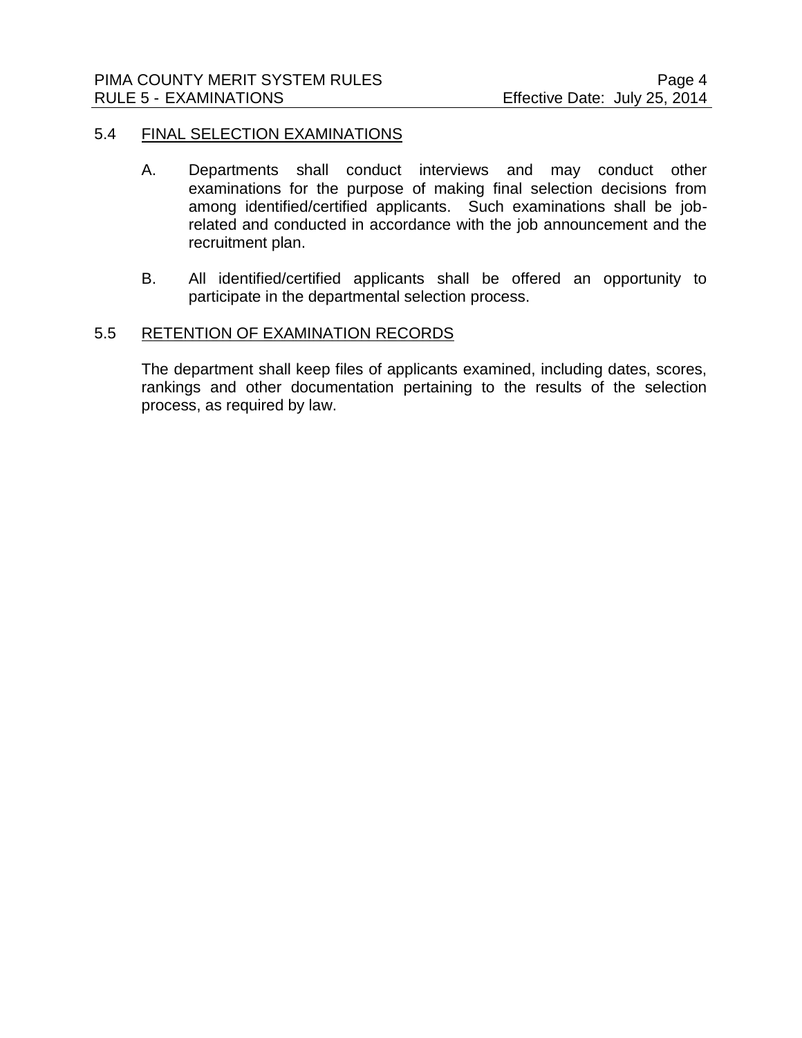## 5.4 FINAL SELECTION EXAMINATIONS

A. Departments shall conduct interviews and may conduct other examinations for the purpose of making final selection decisions from among identified/certified applicants. Such examinations shall be job-related and conducted in accordance with the job announcement and the recruitment plan.

B. All identified/certified applicants shall be offered an opportunity to participate in the departmental selection process.

## 5.5 RETENTION OF EXAMINATION RECORDS

The department shall keep files of applicants examined, including dates, scores, rankings and other documentation pertaining to the results of the selection process, as required by law.